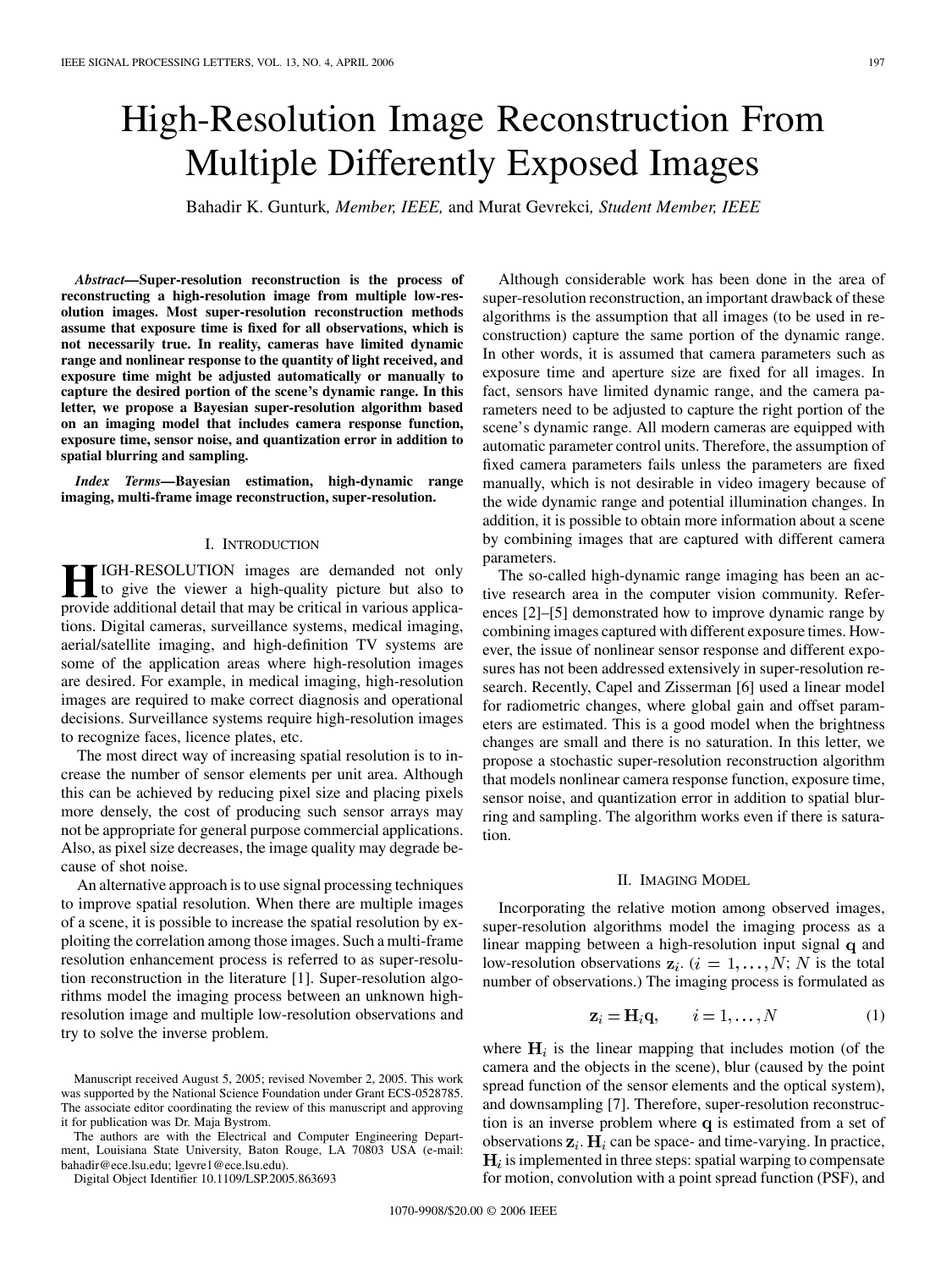# High-Resolution Image Reconstruction From Multiple Differently Exposed Images

Bahadir K. Gunturk, *Member, IEEE,* and Murat Gevrekci, *Student Member, IEEE*

***Abstract*—Super-resolution reconstruction is the process of reconstructing a high-resolution image from multiple low-resolution images. Most super-resolution reconstruction methods assume that exposure time is fixed for all observations, which is not necessarily true. In reality, cameras have limited dynamic range and nonlinear response to the quantity of light received, and exposure time might be adjusted automatically or manually to capture the desired portion of the scene's dynamic range. In this letter, we propose a Bayesian super-resolution algorithm based on an imaging model that includes camera response function, exposure time, sensor noise, and quantization error in addition to spatial blurring and sampling.**

***Index Terms*—Bayesian estimation, high-dynamic range imaging, multi-frame image reconstruction, super-resolution.**

## I. Introduction

HIGH-RESOLUTION images are demanded not only to give the viewer a high-quality picture but also to provide additional detail that may be critical in various applications. Digital cameras, surveillance systems, medical imaging, aerial/satellite imaging, and high-definition TV systems are some of the application areas where high-resolution images are desired. For example, in medical imaging, high-resolution images are required to make correct diagnosis and operational decisions. Surveillance systems require high-resolution images to recognize faces, licence plates, etc.

The most direct way of increasing spatial resolution is to increase the number of sensor elements per unit area. Although this can be achieved by reducing pixel size and placing pixels more densely, the cost of producing such sensor arrays may not be appropriate for general purpose commercial applications. Also, as pixel size decreases, the image quality may degrade because of shot noise.

An alternative approach is to use signal processing techniques to improve spatial resolution. When there are multiple images of a scene, it is possible to increase the spatial resolution by exploiting the correlation among those images. Such a multi-frame resolution enhancement process is referred to as super-resolution reconstruction in the literature [1]. Super-resolution algorithms model the imaging process between an unknown high-resolution image and multiple low-resolution observations and try to solve the inverse problem.

Manuscript received August 5, 2005; revised November 2, 2005. This work was supported by the National Science Foundation under Grant ECS-0528785. The associate editor coordinating the review of this manuscript and approving it for publication was Dr. Maja Bystrom.

The authors are with the Electrical and Computer Engineering Department, Louisiana State University, Baton Rouge, LA 70803 USA (e-mail: bahadir@ece.lsu.edu; lgevre1@ece.lsu.edu).

Digital Object Identifier 10.1109/LSP.2005.863693

Although considerable work has been done in the area of super-resolution reconstruction, an important drawback of these algorithms is the assumption that all images (to be used in reconstruction) capture the same portion of the dynamic range. In other words, it is assumed that camera parameters such as exposure time and aperture size are fixed for all images. In fact, sensors have limited dynamic range, and the camera parameters need to be adjusted to capture the right portion of the scene's dynamic range. All modern cameras are equipped with automatic parameter control units. Therefore, the assumption of fixed camera parameters fails unless the parameters are fixed manually, which is not desirable in video imagery because of the wide dynamic range and potential illumination changes. In addition, it is possible to obtain more information about a scene by combining images that are captured with different camera parameters.

The so-called high-dynamic range imaging has been an active research area in the computer vision community. References [2]–[5] demonstrated how to improve dynamic range by combining images captured with different exposure times. However, the issue of nonlinear sensor response and different exposures has not been addressed extensively in super-resolution research. Recently, Capel and Zisserman [6] used a linear model for radiometric changes, where global gain and offset parameters are estimated. This is a good model when the brightness changes are small and there is no saturation. In this letter, we propose a stochastic super-resolution reconstruction algorithm that models nonlinear camera response function, exposure time, sensor noise, and quantization error in addition to spatial blurring and sampling. The algorithm works even if there is saturation.

## II. Imaging Model

Incorporating the relative motion among observed images, super-resolution algorithms model the imaging process as a linear mapping between a high-resolution input signal $\mathbf{q}$ and low-resolution observations $\mathbf{z}_i$. ($i = 1, \ldots, N$; $N$ is the total number of observations.) The imaging process is formulated as

$$\mathbf{z}_i = \mathbf{H}_i \mathbf{q}, \qquad i = 1, \ldots, N \tag{1}$$

where $\mathbf{H}_i$ is the linear mapping that includes motion (of the camera and the objects in the scene), blur (caused by the point spread function of the sensor elements and the optical system), and downsampling [7]. Therefore, super-resolution reconstruction is an inverse problem where $\mathbf{q}$ is estimated from a set of observations $\mathbf{z}_i$. $\mathbf{H}_i$ can be space- and time-varying. In practice, $\mathbf{H}_i$ is implemented in three steps: spatial warping to compensate for motion, convolution with a point spread function (PSF), and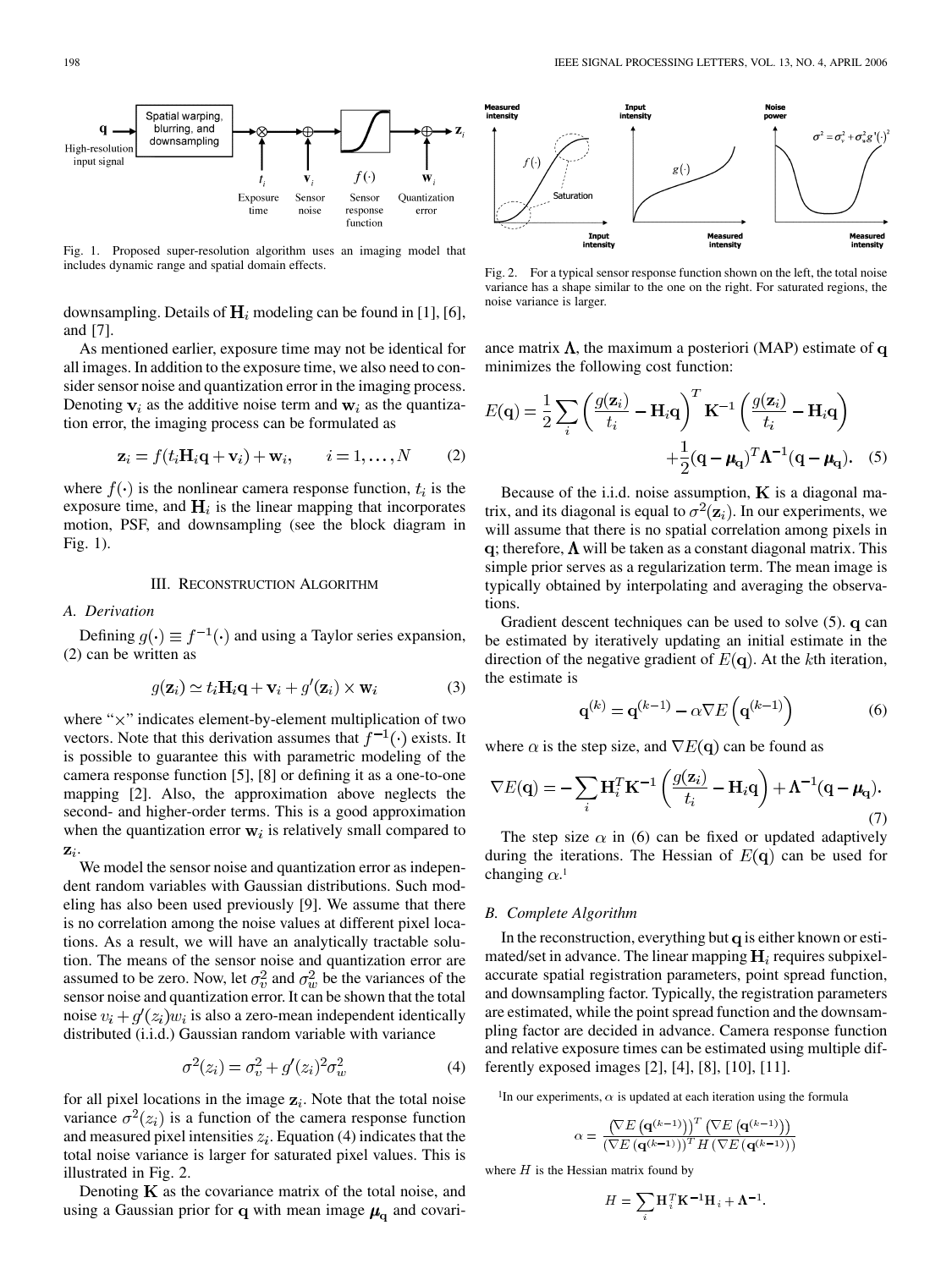Fig. 1. Proposed super-resolution algorithm uses an imaging model that includes dynamic range and spatial domain effects.

Fig. 2. For a typical sensor response function shown on the left, the total noise variance has a shape similar to the one on the right. For saturated regions, the noise variance is larger.

downsampling. Details of $\mathbf{H}_i$ modeling can be found in [1], [6], and [7].

As mentioned earlier, exposure time may not be identical for all images. In addition to the exposure time, we also need to consider sensor noise and quantization error in the imaging process. Denoting $\mathbf{v}_i$ as the additive noise term and $\mathbf{w}_i$ as the quantization error, the imaging process can be formulated as

$$\mathbf{z}_i = f(t_i \mathbf{H}_i \mathbf{q} + \mathbf{v}_i) + \mathbf{w}_i, \qquad i = 1, \ldots, N \tag{2}$$

where $f(\cdot)$ is the nonlinear camera response function, $t_i$ is the exposure time, and $\mathbf{H}_i$ is the linear mapping that incorporates motion, PSF, and downsampling (see the block diagram in Fig. 1).

## III. Reconstruction Algorithm

### A. Derivation

Defining $g(\cdot) \equiv f^{-1}(\cdot)$ and using a Taylor series expansion, (2) can be written as

$$g(\mathbf{z}_i) \simeq t_i \mathbf{H}_i \mathbf{q} + \mathbf{v}_i + g'(\mathbf{z}_i) \times \mathbf{w}_i \tag{3}$$

where "$\times$" indicates element-by-element multiplication of two vectors. Note that this derivation assumes that $f^{-1}(\cdot)$ exists. It is possible to guarantee this with parametric modeling of the camera response function [5], [8] or defining it as a one-to-one mapping [2]. Also, the approximation above neglects the second- and higher-order terms. This is a good approximation when the quantization error $\mathbf{w}_i$ is relatively small compared to $\mathbf{z}_i$.

We model the sensor noise and quantization error as independent random variables with Gaussian distributions. Such modeling has also been used previously [9]. We assume that there is no correlation among the noise values at different pixel locations. As a result, we will have an analytically tractable solution. The means of the sensor noise and quantization error are assumed to be zero. Now, let $\sigma_v^2$ and $\sigma_w^2$ be the variances of the sensor noise and quantization error. It can be shown that the total noise $v_i + g'(z_i)w_i$ is also a zero-mean independent identically distributed (i.i.d.) Gaussian random variable with variance

$$\sigma^2(z_i) = \sigma_v^2 + g'(z_i)^2 \sigma_w^2 \tag{4}$$

for all pixel locations in the image $\mathbf{z}_i$. Note that the total noise variance $\sigma^2(z_i)$ is a function of the camera response function and measured pixel intensities $z_i$. Equation (4) indicates that the total noise variance is larger for saturated pixel values. This is illustrated in Fig. 2.

Denoting $\mathbf{K}$ as the covariance matrix of the total noise, and using a Gaussian prior for $\mathbf{q}$ with mean image $\boldsymbol{\mu}_\mathbf{q}$ and covariance matrix $\boldsymbol{\Lambda}$, the maximum a posteriori (MAP) estimate of $\mathbf{q}$ minimizes the following cost function:

$$E(\mathbf{q}) = \frac{1}{2} \sum_i \left( \frac{g(\mathbf{z}_i)}{t_i} - \mathbf{H}_i \mathbf{q} \right)^T \mathbf{K}^{-1} \left( \frac{g(\mathbf{z}_i)}{t_i} - \mathbf{H}_i \mathbf{q} \right) + \frac{1}{2} (\mathbf{q} - \boldsymbol{\mu}_\mathbf{q})^T \boldsymbol{\Lambda}^{-1} (\mathbf{q} - \boldsymbol{\mu}_\mathbf{q}). \tag{5}$$

Because of the i.i.d. noise assumption, $\mathbf{K}$ is a diagonal matrix, and its diagonal is equal to $\sigma^2(\mathbf{z}_i)$. In our experiments, we will assume that there is no spatial correlation among pixels in $\mathbf{q}$; therefore, $\boldsymbol{\Lambda}$ will be taken as a constant diagonal matrix. This simple prior serves as a regularization term. The mean image is typically obtained by interpolating and averaging the observations.

Gradient descent techniques can be used to solve (5). $\mathbf{q}$ can be estimated by iteratively updating an initial estimate in the direction of the negative gradient of $E(\mathbf{q})$. At the $k$th iteration, the estimate is

$$\mathbf{q}^{(k)} = \mathbf{q}^{(k-1)} - \alpha \nabla E\left(\mathbf{q}^{(k-1)}\right) \tag{6}$$

where $\alpha$ is the step size, and $\nabla E(\mathbf{q})$ can be found as

$$\nabla E(\mathbf{q}) = -\sum_i \mathbf{H}_i^T \mathbf{K}^{-1} \left( \frac{g(\mathbf{z}_i)}{t_i} - \mathbf{H}_i \mathbf{q} \right) + \boldsymbol{\Lambda}^{-1} (\mathbf{q} - \boldsymbol{\mu}_\mathbf{q}). \tag{7}$$

The step size $\alpha$ in (6) can be fixed or updated adaptively during the iterations. The Hessian of $E(\mathbf{q})$ can be used for changing $\alpha$.[1]

### B. Complete Algorithm

In the reconstruction, everything but $\mathbf{q}$ is either known or estimated/set in advance. The linear mapping $\mathbf{H}_i$ requires subpixel-accurate spatial registration parameters, point spread function, and downsampling factor. Typically, the registration parameters are estimated, while the point spread function and the downsampling factor are decided in advance. Camera response function and relative exposure times can be estimated using multiple differently exposed images [2], [4], [8], [10], [11].

[1]In our experiments, $\alpha$ is updated at each iteration using the formula

$$\alpha = \frac{\left(\nabla E\left(\mathbf{q}^{(k-1)}\right)\right)^T \left(\nabla E\left(\mathbf{q}^{(k-1)}\right)\right)}{\left(\nabla E\left(\mathbf{q}^{(k-1)}\right)\right)^T H \left(\nabla E\left(\mathbf{q}^{(k-1)}\right)\right)}$$

where $H$ is the Hessian matrix found by

$$H = \sum_i \mathbf{H}_i^T \mathbf{K}^{-1} \mathbf{H}_i + \boldsymbol{\Lambda}^{-1}.$$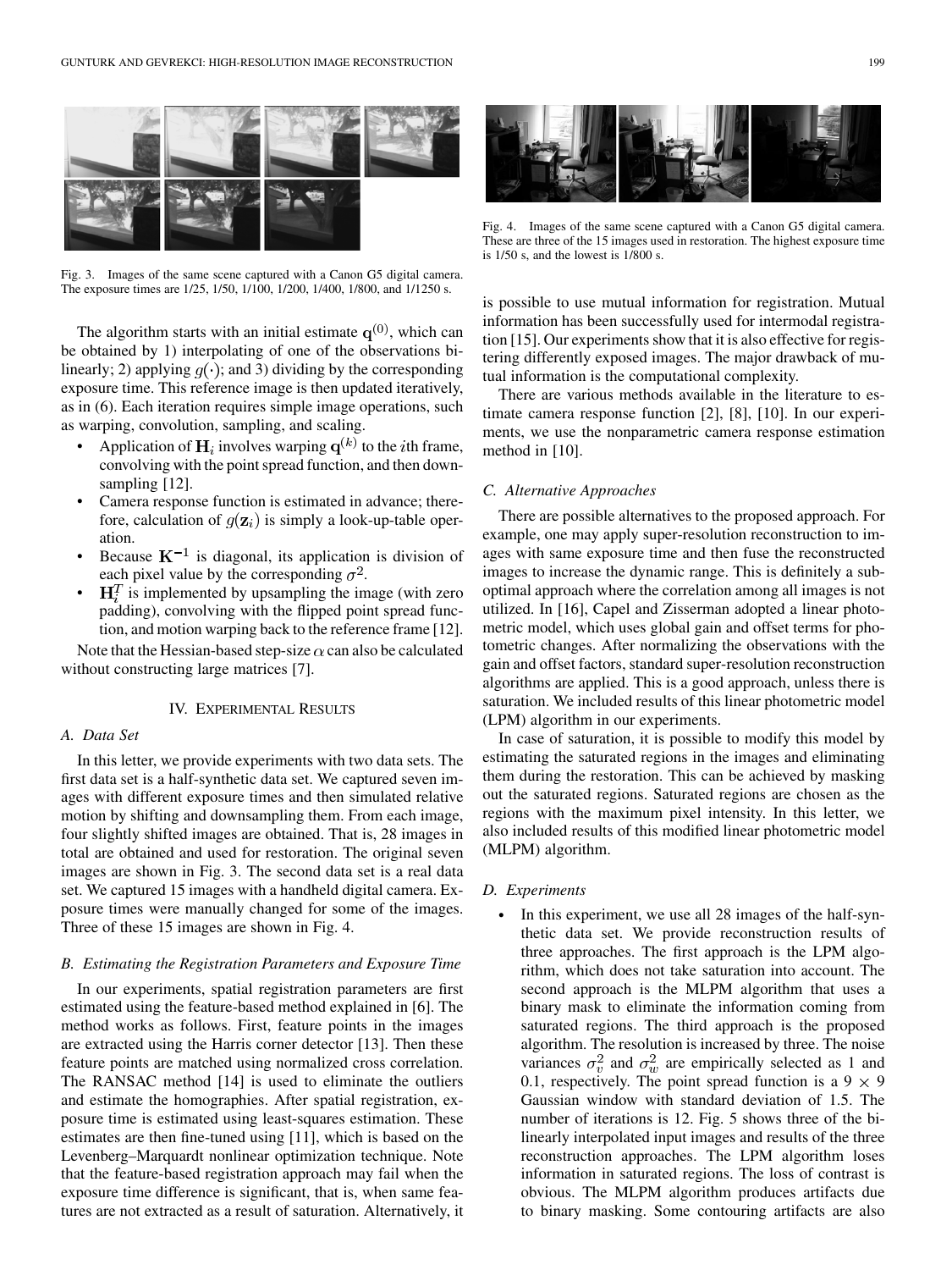Fig. 3. Images of the same scene captured with a Canon G5 digital camera. The exposure times are 1/25, 1/50, 1/100, 1/200, 1/400, 1/800, and 1/1250 s.

The algorithm starts with an initial estimate $\mathbf{q}^{(0)}$, which can be obtained by 1) interpolating of one of the observations bilinearly; 2) applying $g(\cdot)$; and 3) dividing by the corresponding exposure time. This reference image is then updated iteratively, as in (6). Each iteration requires simple image operations, such as warping, convolution, sampling, and scaling.

- Application of $\mathbf{H}_i$ involves warping $\mathbf{q}^{(k)}$ to the $i$th frame, convolving with the point spread function, and then downsampling [12].
- Camera response function is estimated in advance; therefore, calculation of $g(\mathbf{z}_i)$ is simply a look-up-table operation.
- Because $\mathbf{K}^{-1}$ is diagonal, its application is division of each pixel value by the corresponding $\sigma^2$.
- $\mathbf{H}_i^T$ is implemented by upsampling the image (with zero padding), convolving with the flipped point spread function, and motion warping back to the reference frame [12].

Note that the Hessian-based step-size $\alpha$ can also be calculated without constructing large matrices [7].

## IV. Experimental Results

### A. Data Set

In this letter, we provide experiments with two data sets. The first data set is a half-synthetic data set. We captured seven images with different exposure times and then simulated relative motion by shifting and downsampling them. From each image, four slightly shifted images are obtained. That is, 28 images in total are obtained and used for restoration. The original seven images are shown in Fig. 3. The second data set is a real data set. We captured 15 images with a handheld digital camera. Exposure times were manually changed for some of the images. Three of these 15 images are shown in Fig. 4.

### B. Estimating the Registration Parameters and Exposure Time

In our experiments, spatial registration parameters are first estimated using the feature-based method explained in [6]. The method works as follows. First, feature points in the images are extracted using the Harris corner detector [13]. Then these feature points are matched using normalized cross correlation. The RANSAC method [14] is used to eliminate the outliers and estimate the homographies. After spatial registration, exposure time is estimated using least-squares estimation. These estimates are then fine-tuned using [11], which is based on the Levenberg–Marquardt nonlinear optimization technique. Note that the feature-based registration approach may fail when the exposure time difference is significant, that is, when same features are not extracted as a result of saturation. Alternatively, it is possible to use mutual information for registration. Mutual information has been successfully used for intermodal registration [15]. Our experiments show that it is also effective for registering differently exposed images. The major drawback of mutual information is the computational complexity.

Fig. 4. Images of the same scene captured with a Canon G5 digital camera. These are three of the 15 images used in restoration. The highest exposure time is 1/50 s, and the lowest is 1/800 s.

There are various methods available in the literature to estimate camera response function [2], [8], [10]. In our experiments, we use the nonparametric camera response estimation method in [10].

### C. Alternative Approaches

There are possible alternatives to the proposed approach. For example, one may apply super-resolution reconstruction to images with same exposure time and then fuse the reconstructed images to increase the dynamic range. This is definitely a suboptimal approach where the correlation among all images is not utilized. In [16], Capel and Zisserman adopted a linear photometric model, which uses global gain and offset terms for photometric changes. After normalizing the observations with the gain and offset factors, standard super-resolution reconstruction algorithms are applied. This is a good approach, unless there is saturation. We included results of this linear photometric model (LPM) algorithm in our experiments.

In case of saturation, it is possible to modify this model by estimating the saturated regions in the images and eliminating them during the restoration. This can be achieved by masking out the saturated regions. Saturated regions are chosen as the regions with the maximum pixel intensity. In this letter, we also included results of this modified linear photometric model (MLPM) algorithm.

### D. Experiments

- In this experiment, we use all 28 images of the half-synthetic data set. We provide reconstruction results of three approaches. The first approach is the LPM algorithm, which does not take saturation into account. The second approach is the MLPM algorithm that uses a binary mask to eliminate the information coming from saturated regions. The third approach is the proposed algorithm. The resolution is increased by three. The noise variances $\sigma_v^2$ and $\sigma_w^2$ are empirically selected as 1 and 0.1, respectively. The point spread function is a $9 \times 9$ Gaussian window with standard deviation of 1.5. The number of iterations is 12. Fig. 5 shows three of the bilinearly interpolated input images and results of the three reconstruction approaches. The LPM algorithm loses information in saturated regions. The loss of contrast is obvious. The MLPM algorithm produces artifacts due to binary masking. Some contouring artifacts are also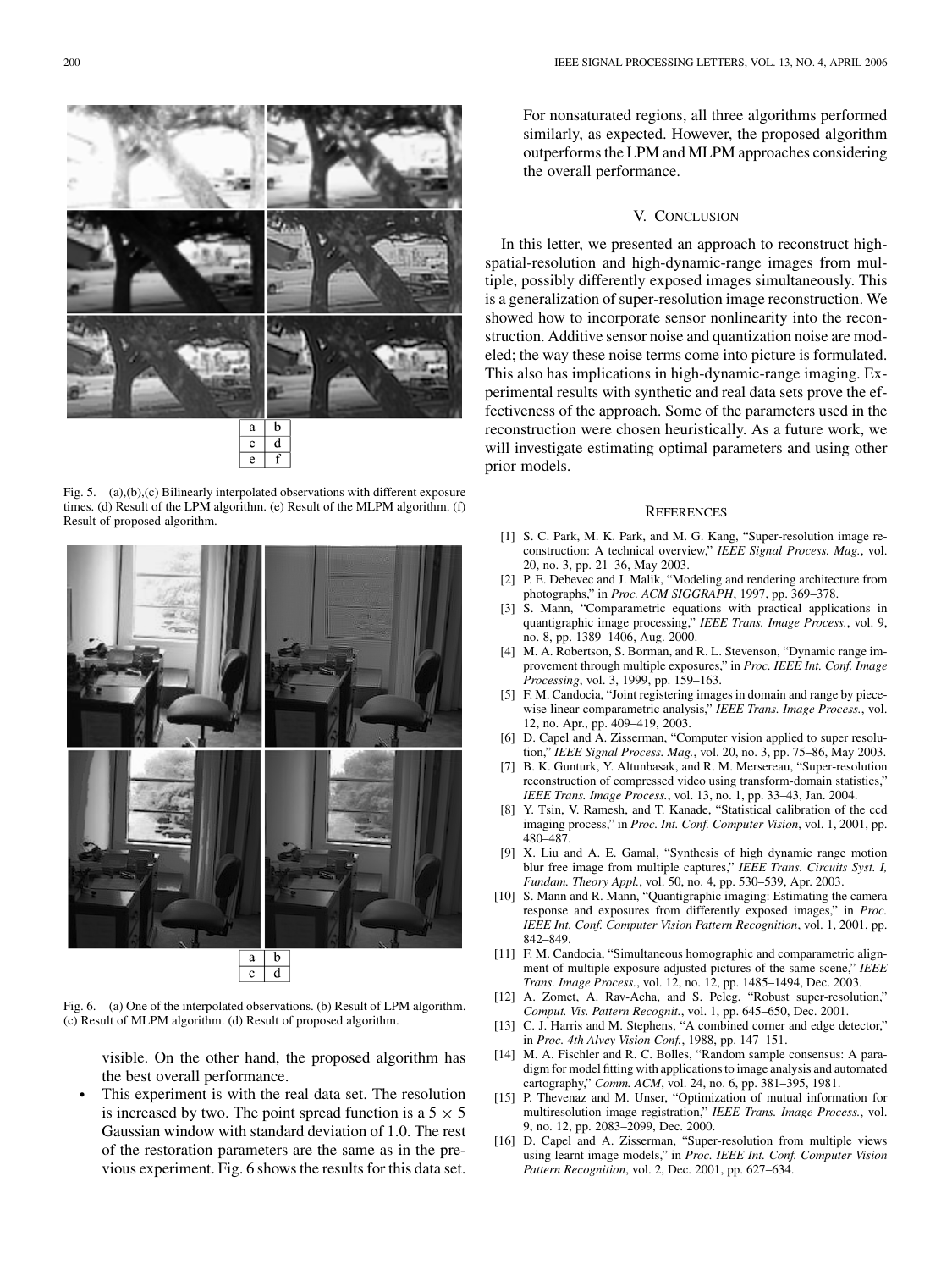| a | b |
|---|---|
| c | d |
| e | f |

Fig. 5. (a),(b),(c) Bilinearly interpolated observations with different exposure times. (d) Result of the LPM algorithm. (e) Result of the MLPM algorithm. (f) Result of proposed algorithm.

| a | b |
|---|---|
| c | d |

Fig. 6. (a) One of the interpolated observations. (b) Result of LPM algorithm. (c) Result of MLPM algorithm. (d) Result of proposed algorithm.

visible. On the other hand, the proposed algorithm has the best overall performance.

- This experiment is with the real data set. The resolution is increased by two. The point spread function is a $5 \times 5$ Gaussian window with standard deviation of 1.0. The rest of the restoration parameters are the same as in the previous experiment. Fig. 6 shows the results for this data set.

For nonsaturated regions, all three algorithms performed similarly, as expected. However, the proposed algorithm outperforms the LPM and MLPM approaches considering the overall performance.

## V. Conclusion

In this letter, we presented an approach to reconstruct high-spatial-resolution and high-dynamic-range images from multiple, possibly differently exposed images simultaneously. This is a generalization of super-resolution image reconstruction. We showed how to incorporate sensor nonlinearity into the reconstruction. Additive sensor noise and quantization noise are modeled; the way these noise terms come into picture is formulated. This also has implications in high-dynamic-range imaging. Experimental results with synthetic and real data sets prove the effectiveness of the approach. Some of the parameters used in the reconstruction were chosen heuristically. As a future work, we will investigate estimating optimal parameters and using other prior models.

## References

[1] S. C. Park, M. K. Park, and M. G. Kang, "Super-resolution image reconstruction: A technical overview," *IEEE Signal Process. Mag.*, vol. 20, no. 3, pp. 21–36, May 2003.

[2] P. E. Debevec and J. Malik, "Modeling and rendering architecture from photographs," in *Proc. ACM SIGGRAPH*, 1997, pp. 369–378.

[3] S. Mann, "Comparametric equations with practical applications in quantigraphic image processing," *IEEE Trans. Image Process.*, vol. 9, no. 8, pp. 1389–1406, Aug. 2000.

[4] M. A. Robertson, S. Borman, and R. L. Stevenson, "Dynamic range improvement through multiple exposures," in *Proc. IEEE Int. Conf. Image Processing*, vol. 3, 1999, pp. 159–163.

[5] F. M. Candocia, "Joint registering images in domain and range by piecewise linear comparametric analysis," *IEEE Trans. Image Process.*, vol. 12, no. Apr., pp. 409–419, 2003.

[6] D. Capel and A. Zisserman, "Computer vision applied to super resolution," *IEEE Signal Process. Mag.*, vol. 20, no. 3, pp. 75–86, May 2003.

[7] B. K. Gunturk, Y. Altunbasak, and R. M. Mersereau, "Super-resolution reconstruction of compressed video using transform-domain statistics," *IEEE Trans. Image Process.*, vol. 13, no. 1, pp. 33–43, Jan. 2004.

[8] Y. Tsin, V. Ramesh, and T. Kanade, "Statistical calibration of the ccd imaging process," in *Proc. Int. Conf. Computer Vision*, vol. 1, 2001, pp. 480–487.

[9] X. Liu and A. E. Gamal, "Synthesis of high dynamic range motion blur free image from multiple captures," *IEEE Trans. Circuits Syst. I, Fundam. Theory Appl.*, vol. 50, no. 4, pp. 530–539, Apr. 2003.

[10] S. Mann and R. Mann, "Quantigraphic imaging: Estimating the camera response and exposures from differently exposed images," in *Proc. IEEE Int. Conf. Computer Vision Pattern Recognition*, vol. 1, 2001, pp. 842–849.

[11] F. M. Candocia, "Simultaneous homographic and comparametric alignment of multiple exposure adjusted pictures of the same scene," *IEEE Trans. Image Process.*, vol. 12, no. 12, pp. 1485–1494, Dec. 2003.

[12] A. Zomet, A. Rav-Acha, and S. Peleg, "Robust super-resolution," *Comput. Vis. Pattern Recognit.*, vol. 1, pp. 645–650, Dec. 2001.

[13] C. J. Harris and M. Stephens, "A combined corner and edge detector," in *Proc. 4th Alvey Vision Conf.*, 1988, pp. 147–151.

[14] M. A. Fischler and R. C. Bolles, "Random sample consensus: A paradigm for model fitting with applications to image analysis and automated cartography," *Comm. ACM*, vol. 24, no. 6, pp. 381–395, 1981.

[15] P. Thevenaz and M. Unser, "Optimization of mutual information for multiresolution image registration," *IEEE Trans. Image Process.*, vol. 9, no. 12, pp. 2083–2099, Dec. 2000.

[16] D. Capel and A. Zisserman, "Super-resolution from multiple views using learnt image models," in *Proc. IEEE Int. Conf. Computer Vision Pattern Recognition*, vol. 2, Dec. 2001, pp. 627–634.